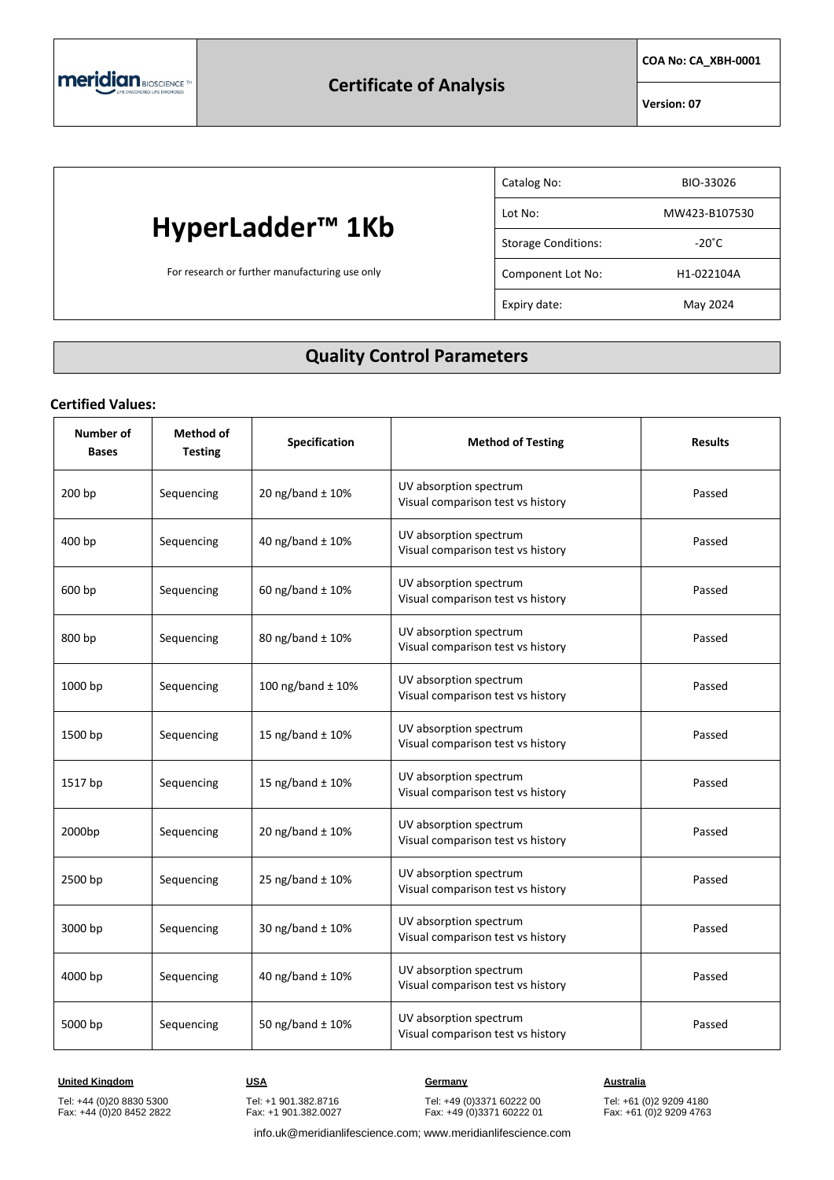meridian BIOSCIENCE

# Certificate of Analysis

**COA No: CA_XBH-0001**

**Version: 07**

# HyperLadder™ 1Kb

For research or further manufacturing use only

| | |
|---|---|
| Catalog No: | BIO-33026 |
| Lot No: | MW423-B107530 |
| Storage Conditions: | -20˚C |
| Component Lot No: | H1-022104A |
| Expiry date: | May 2024 |

## Quality Control Parameters

**Certified Values:**

| Number of Bases | Method of Testing | Specification | Method of Testing | Results |
|---|---|---|---|---|
| 200 bp | Sequencing | 20 ng/band ± 10% | UV absorption spectrum<br>Visual comparison test vs history | Passed |
| 400 bp | Sequencing | 40 ng/band ± 10% | UV absorption spectrum<br>Visual comparison test vs history | Passed |
| 600 bp | Sequencing | 60 ng/band ± 10% | UV absorption spectrum<br>Visual comparison test vs history | Passed |
| 800 bp | Sequencing | 80 ng/band ± 10% | UV absorption spectrum<br>Visual comparison test vs history | Passed |
| 1000 bp | Sequencing | 100 ng/band ± 10% | UV absorption spectrum<br>Visual comparison test vs history | Passed |
| 1500 bp | Sequencing | 15 ng/band ± 10% | UV absorption spectrum<br>Visual comparison test vs history | Passed |
| 1517 bp | Sequencing | 15 ng/band ± 10% | UV absorption spectrum<br>Visual comparison test vs history | Passed |
| 2000bp | Sequencing | 20 ng/band ± 10% | UV absorption spectrum<br>Visual comparison test vs history | Passed |
| 2500 bp | Sequencing | 25 ng/band ± 10% | UV absorption spectrum<br>Visual comparison test vs history | Passed |
| 3000 bp | Sequencing | 30 ng/band ± 10% | UV absorption spectrum<br>Visual comparison test vs history | Passed |
| 4000 bp | Sequencing | 40 ng/band ± 10% | UV absorption spectrum<br>Visual comparison test vs history | Passed |
| 5000 bp | Sequencing | 50 ng/band ± 10% | UV absorption spectrum<br>Visual comparison test vs history | Passed |

**United Kingdom**
Tel: +44 (0)20 8830 5300
Fax: +44 (0)20 8452 2822

**USA**
Tel: +1 901.382.8716
Fax: +1 901.382.0027

**Germany**
Tel: +49 (0)3371 60222 00
Fax: +49 (0)3371 60222 01

**Australia**
Tel: +61 (0)2 9209 4180
Fax: +61 (0)2 9209 4763

info.uk@meridianlifescience.com; www.meridianlifescience.com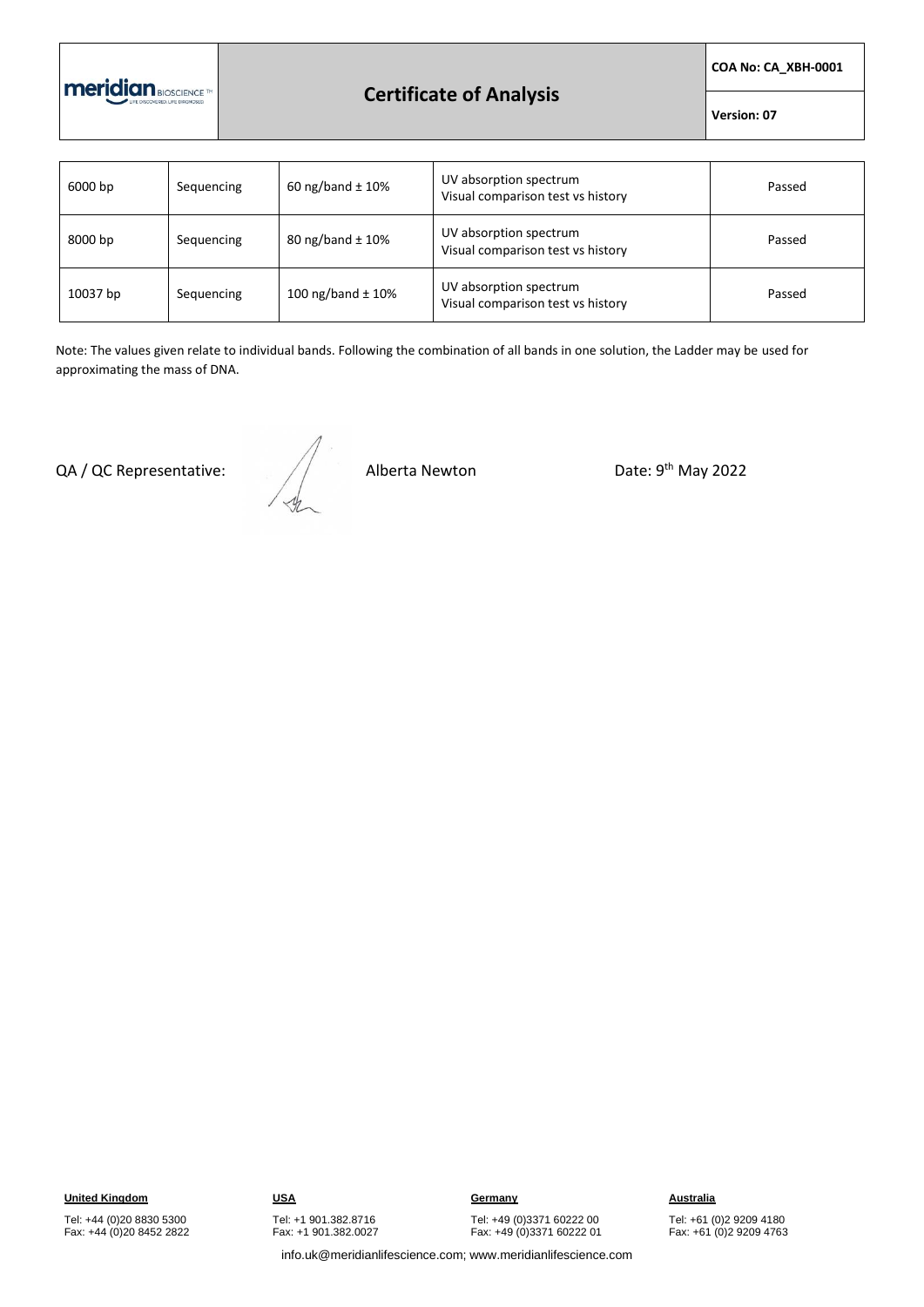| 6000 bp | Sequencing | 60 ng/band ± 10% | UV absorption spectrum<br>Visual comparison test vs history | Passed |
|---|---|---|---|---|
| 8000 bp | Sequencing | 80 ng/band ± 10% | UV absorption spectrum<br>Visual comparison test vs history | Passed |
| 10037 bp | Sequencing | 100 ng/band ± 10% | UV absorption spectrum<br>Visual comparison test vs history | Passed |

Note: The values given relate to individual bands. Following the combination of all bands in one solution, the Ladder may be used for approximating the mass of DNA.

QA / QC Representative: Alberta Newton Date: 9th May 2022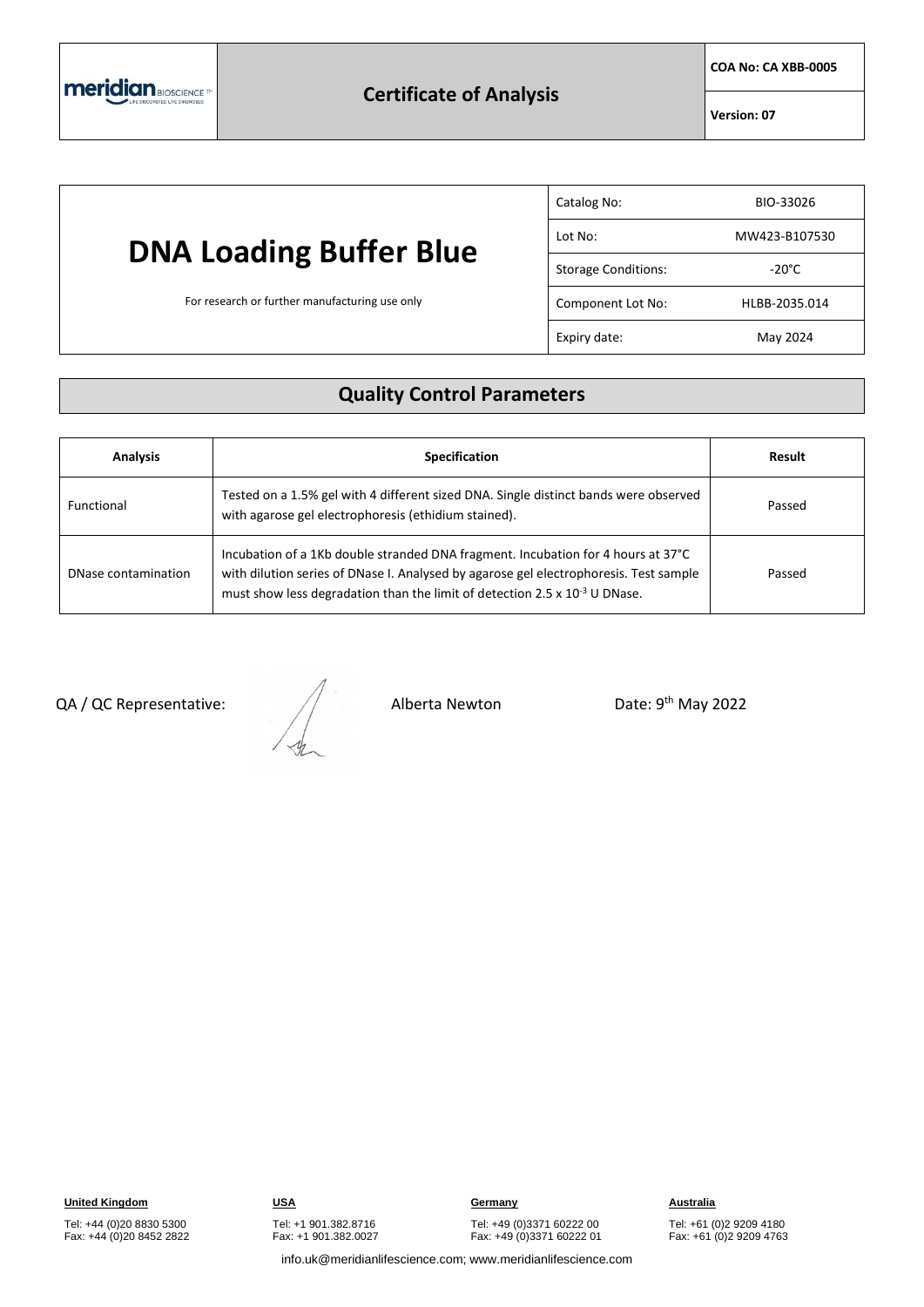meridian BIOSCIENCE

# Certificate of Analysis

**COA No: CA XBB-0005**

**Version: 07**

# DNA Loading Buffer Blue

For research or further manufacturing use only

| | |
|---|---|
| Catalog No: | BIO-33026 |
| Lot No: | MW423-B107530 |
| Storage Conditions: | -20°C |
| Component Lot No: | HLBB-2035.014 |
| Expiry date: | May 2024 |

## Quality Control Parameters

| Analysis | Specification | Result |
|---|---|---|
| Functional | Tested on a 1.5% gel with 4 different sized DNA. Single distinct bands were observed with agarose gel electrophoresis (ethidium stained). | Passed |
| DNase contamination | Incubation of a 1Kb double stranded DNA fragment. Incubation for 4 hours at 37°C with dilution series of DNase I. Analysed by agarose gel electrophoresis. Test sample must show less degradation than the limit of detection 2.5 x $10^{-3}$ U DNase. | Passed |

QA / QC Representative: Alberta Newton Date: 9th May 2022

**United Kingdom**
Tel: +44 (0)20 8830 5300
Fax: +44 (0)20 8452 2822

**USA**
Tel: +1 901.382.8716
Fax: +1 901.382.0027

**Germany**
Tel: +49 (0)3371 60222 00
Fax: +49 (0)3371 60222 01

**Australia**
Tel: +61 (0)2 9209 4180
Fax: +61 (0)2 9209 4763

info.uk@meridianlifescience.com; www.meridianlifescience.com